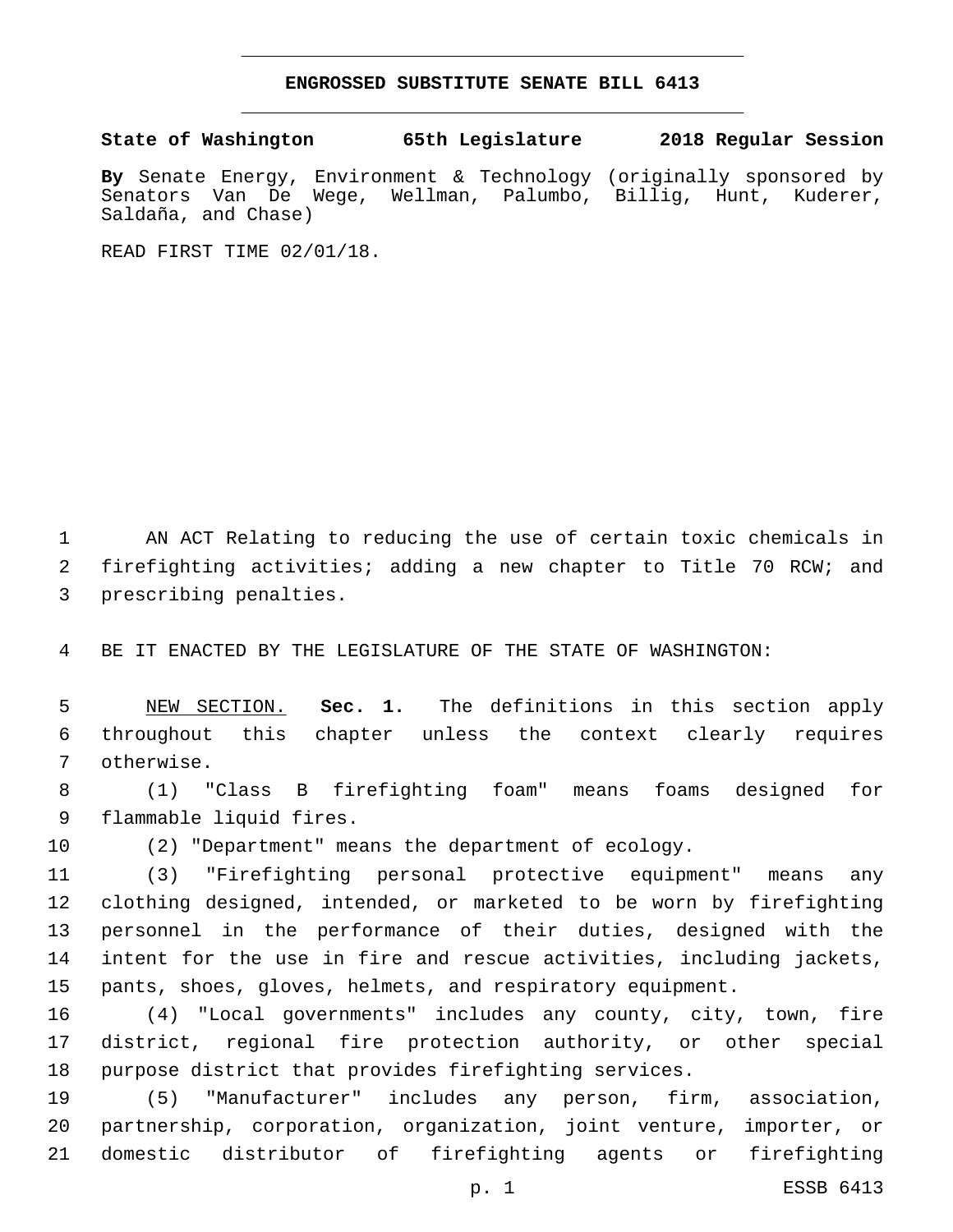# ENGROSSED SUBSTITUTE SENATE BILL 6413

**State of Washington 65th Legislature 2018 Regular Session**

**By** Senate Energy, Environment & Technology (originally sponsored by Senators Van De Wege, Wellman, Palumbo, Billig, Hunt, Kuderer, Saldaña, and Chase)

READ FIRST TIME 02/01/18.

AN ACT Relating to reducing the use of certain toxic chemicals in firefighting activities; adding a new chapter to Title 70 RCW; and prescribing penalties.

BE IT ENACTED BY THE LEGISLATURE OF THE STATE OF WASHINGTON:

NEW SECTION. **Sec. 1.** The definitions in this section apply throughout this chapter unless the context clearly requires otherwise.

(1) "Class B firefighting foam" means foams designed for flammable liquid fires.

(2) "Department" means the department of ecology.

(3) "Firefighting personal protective equipment" means any clothing designed, intended, or marketed to be worn by firefighting personnel in the performance of their duties, designed with the intent for the use in fire and rescue activities, including jackets, pants, shoes, gloves, helmets, and respiratory equipment.

(4) "Local governments" includes any county, city, town, fire district, regional fire protection authority, or other special purpose district that provides firefighting services.

(5) "Manufacturer" includes any person, firm, association, partnership, corporation, organization, joint venture, importer, or domestic distributor of firefighting agents or firefighting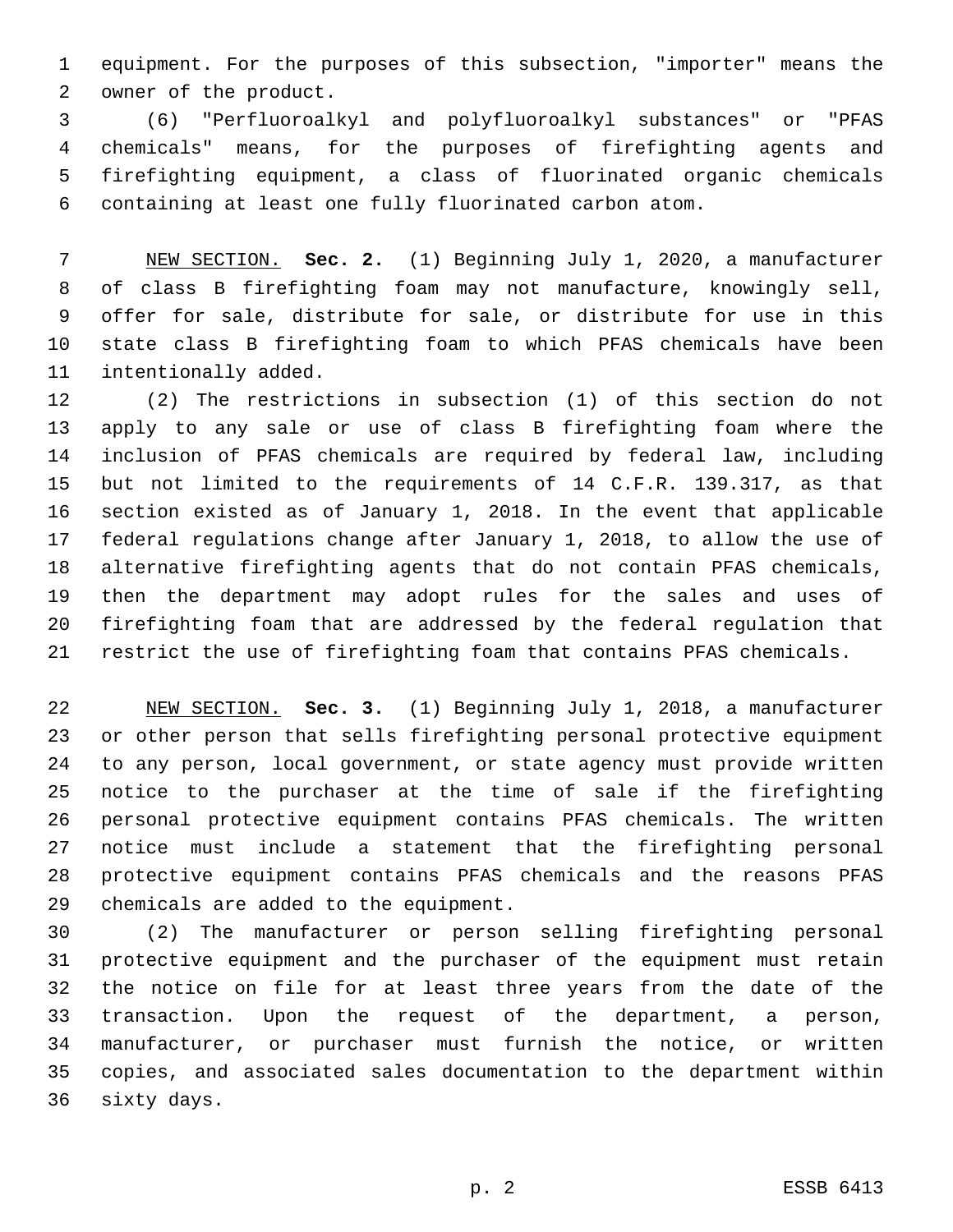equipment. For the purposes of this subsection, "importer" means the owner of the product.

(6) "Perfluoroalkyl and polyfluoroalkyl substances" or "PFAS chemicals" means, for the purposes of firefighting agents and firefighting equipment, a class of fluorinated organic chemicals containing at least one fully fluorinated carbon atom.

NEW SECTION. **Sec. 2.** (1) Beginning July 1, 2020, a manufacturer of class B firefighting foam may not manufacture, knowingly sell, offer for sale, distribute for sale, or distribute for use in this state class B firefighting foam to which PFAS chemicals have been intentionally added.

(2) The restrictions in subsection (1) of this section do not apply to any sale or use of class B firefighting foam where the inclusion of PFAS chemicals are required by federal law, including but not limited to the requirements of 14 C.F.R. 139.317, as that section existed as of January 1, 2018. In the event that applicable federal regulations change after January 1, 2018, to allow the use of alternative firefighting agents that do not contain PFAS chemicals, then the department may adopt rules for the sales and uses of firefighting foam that are addressed by the federal regulation that restrict the use of firefighting foam that contains PFAS chemicals.

NEW SECTION. **Sec. 3.** (1) Beginning July 1, 2018, a manufacturer or other person that sells firefighting personal protective equipment to any person, local government, or state agency must provide written notice to the purchaser at the time of sale if the firefighting personal protective equipment contains PFAS chemicals. The written notice must include a statement that the firefighting personal protective equipment contains PFAS chemicals and the reasons PFAS chemicals are added to the equipment.

(2) The manufacturer or person selling firefighting personal protective equipment and the purchaser of the equipment must retain the notice on file for at least three years from the date of the transaction. Upon the request of the department, a person, manufacturer, or purchaser must furnish the notice, or written copies, and associated sales documentation to the department within sixty days.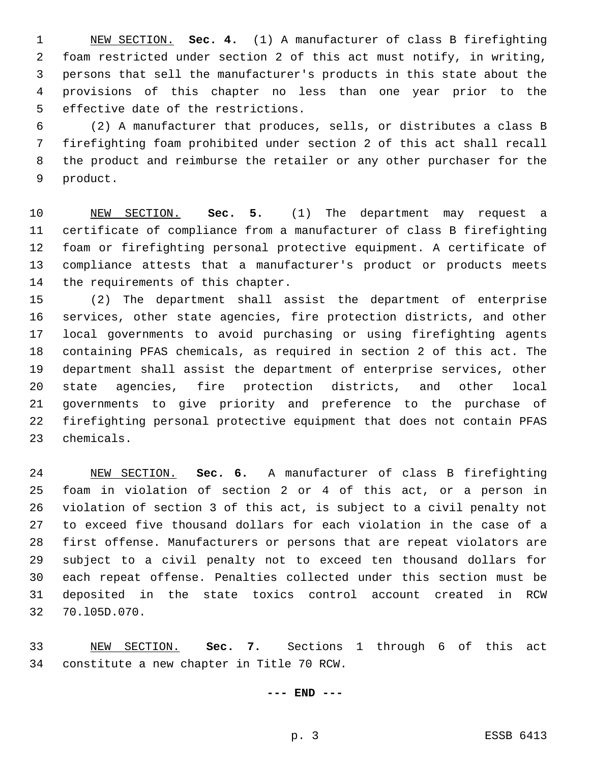NEW SECTION. **Sec. 4.** (1) A manufacturer of class B firefighting foam restricted under section 2 of this act must notify, in writing, persons that sell the manufacturer's products in this state about the provisions of this chapter no less than one year prior to the effective date of the restrictions.

(2) A manufacturer that produces, sells, or distributes a class B firefighting foam prohibited under section 2 of this act shall recall the product and reimburse the retailer or any other purchaser for the product.

NEW SECTION. **Sec. 5.** (1) The department may request a certificate of compliance from a manufacturer of class B firefighting foam or firefighting personal protective equipment. A certificate of compliance attests that a manufacturer's product or products meets the requirements of this chapter.

(2) The department shall assist the department of enterprise services, other state agencies, fire protection districts, and other local governments to avoid purchasing or using firefighting agents containing PFAS chemicals, as required in section 2 of this act. The department shall assist the department of enterprise services, other state agencies, fire protection districts, and other local governments to give priority and preference to the purchase of firefighting personal protective equipment that does not contain PFAS chemicals.

NEW SECTION. **Sec. 6.** A manufacturer of class B firefighting foam in violation of section 2 or 4 of this act, or a person in violation of section 3 of this act, is subject to a civil penalty not to exceed five thousand dollars for each violation in the case of a first offense. Manufacturers or persons that are repeat violators are subject to a civil penalty not to exceed ten thousand dollars for each repeat offense. Penalties collected under this section must be deposited in the state toxics control account created in RCW 70.l05D.070.

NEW SECTION. **Sec. 7.** Sections 1 through 6 of this act constitute a new chapter in Title 70 RCW.

**--- END ---**